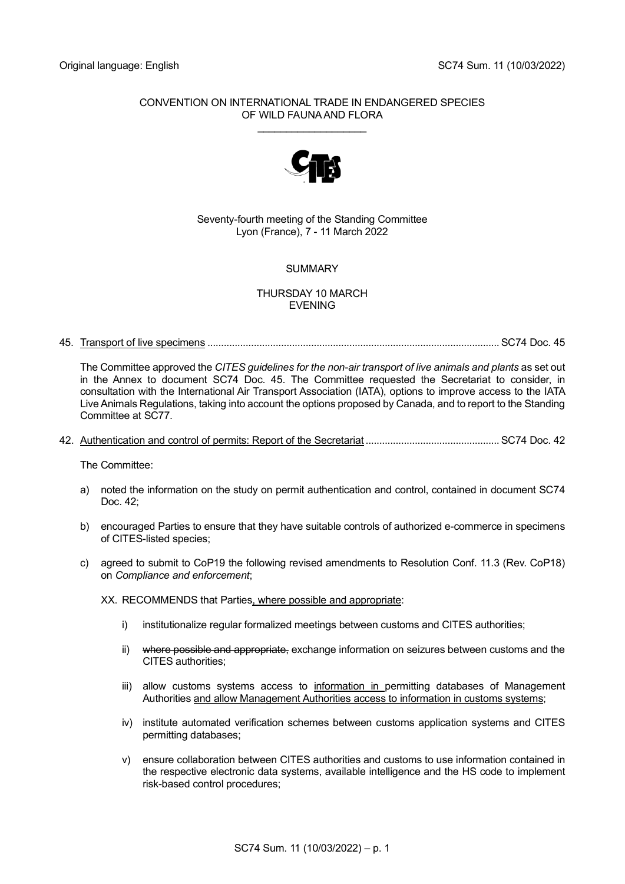Original language: English

SC74 Sum. 11 (10/03/2022)

CONVENTION ON INTERNATIONAL TRADE IN ENDANGERED SPECIES OF WILD FAUNA AND FLORA

\_\_\_\_\_\_\_\_\_\_\_\_\_\_\_\_\_\_\_

Seventy-fourth meeting of the Standing Committee
Lyon (France), 7 - 11 March 2022

SUMMARY

THURSDAY 10 MARCH
EVENING

45. <u>Transport of live specimens</u> .......................................................................................................... SC74 Doc. 45

The Committee approved the *CITES guidelines for the non-air transport of live animals and plants* as set out in the Annex to document SC74 Doc. 45. The Committee requested the Secretariat to consider, in consultation with the International Air Transport Association (IATA), options to improve access to the IATA Live Animals Regulations, taking into account the options proposed by Canada, and to report to the Standing Committee at SC77.

42. <u>Authentication and control of permits: Report of the Secretariat</u> ................................................. SC74 Doc. 42

The Committee:

a) noted the information on the study on permit authentication and control, contained in document SC74 Doc. 42;

b) encouraged Parties to ensure that they have suitable controls of authorized e-commerce in specimens of CITES-listed species;

c) agreed to submit to CoP19 the following revised amendments to Resolution Conf. 11.3 (Rev. CoP18) on *Compliance and enforcement*;

XX. RECOMMENDS that Parties<u>, where possible and appropriate</u>:

i) institutionalize regular formalized meetings between customs and CITES authorities;

ii) ~~where possible and appropriate,~~ exchange information on seizures between customs and the CITES authorities;

iii) allow customs systems access to <u>information in</u> permitting databases of Management Authorities <u>and allow Management Authorities access to information in customs systems</u>;

iv) institute automated verification schemes between customs application systems and CITES permitting databases;

v) ensure collaboration between CITES authorities and customs to use information contained in the respective electronic data systems, available intelligence and the HS code to implement risk-based control procedures;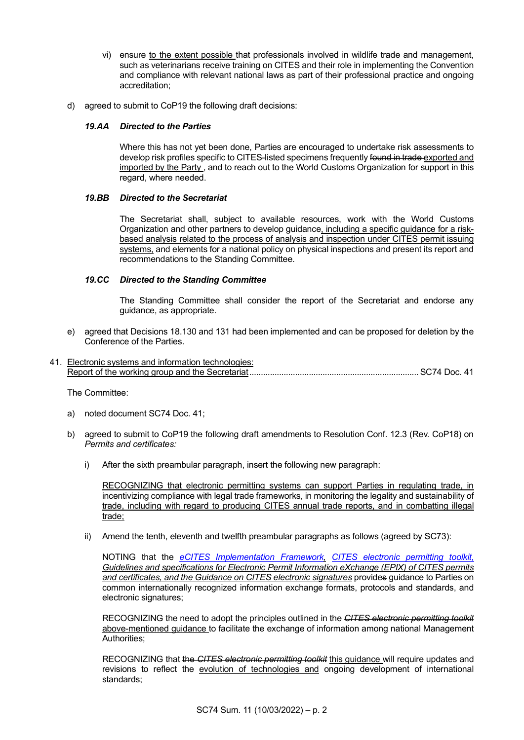vi) ensure <u>to the extent possible</u> that professionals involved in wildlife trade and management, such as veterinarians receive training on CITES and their role in implementing the Convention and compliance with relevant national laws as part of their professional practice and ongoing accreditation;

d) agreed to submit to CoP19 the following draft decisions:

***19.AA Directed to the Parties***

Where this has not yet been done, Parties are encouraged to undertake risk assessments to develop risk profiles specific to CITES-listed specimens frequently ~~found in trade~~ <u>exported and imported by the Party</u> , and to reach out to the World Customs Organization for support in this regard, where needed.

***19.BB Directed to the Secretariat***

The Secretariat shall, subject to available resources, work with the World Customs Organization and other partners to develop guidance<u>, including a specific guidance for a risk-based analysis related to the process of analysis and inspection under CITES permit issuing systems,</u> and elements for a national policy on physical inspections and present its report and recommendations to the Standing Committee.

***19.CC Directed to the Standing Committee***

The Standing Committee shall consider the report of the Secretariat and endorse any guidance, as appropriate.

e) agreed that Decisions 18.130 and 131 had been implemented and can be proposed for deletion by the Conference of the Parties.

41. <u>Electronic systems and information technologies:</u>
<u>Report of the working group and the Secretariat</u> ........................................................................ SC74 Doc. 41

The Committee:

a) noted document SC74 Doc. 41;

b) agreed to submit to CoP19 the following draft amendments to Resolution Conf. 12.3 (Rev. CoP18) on *Permits and certificates:*

i) After the sixth preambular paragraph, insert the following new paragraph:

<u>RECOGNIZING that electronic permitting systems can support Parties in regulating trade, in incentivizing compliance with legal trade frameworks, in monitoring the legality and sustainability of trade, including with regard to producing CITES annual trade reports, and in combatting illegal trade;</u>

ii) Amend the tenth, eleventh and twelfth preambular paragraphs as follows (agreed by SC73):

NOTING that the <u>*eCITES Implementation Framework*</u>, <u>*CITES electronic permitting toolkit, Guidelines and specifications for Electronic Permit Information eXchange (EPIX) of CITES permits and certificates, and the Guidance on CITES electronic signatures*</u> provide~~s~~ guidance to Parties on common internationally recognized information exchange formats, protocols and standards, and electronic signatures;

RECOGNIZING the need to adopt the principles outlined in the ~~*CITES electronic permitting toolkit*~~ <u>above-mentioned guidance</u> to facilitate the exchange of information among national Management Authorities;

RECOGNIZING that ~~the *CITES electronic permitting toolkit*~~ <u>this guidance</u> will require updates and revisions to reflect the <u>evolution of technologies and</u> ongoing development of international standards;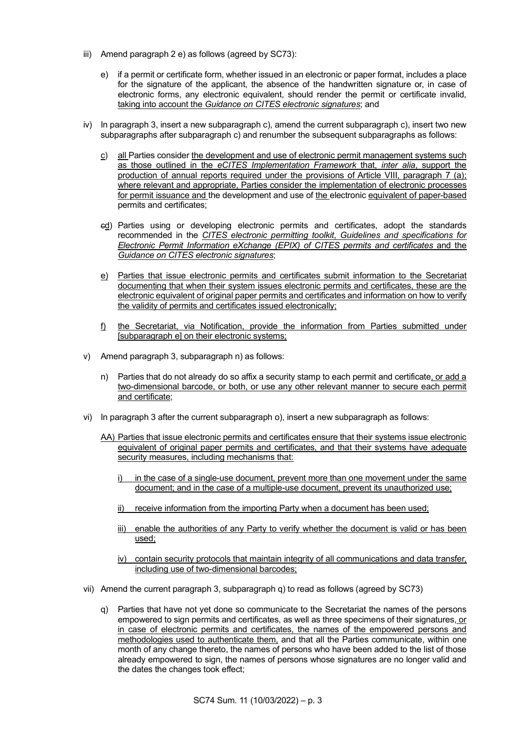iii) Amend paragraph 2 e) as follows (agreed by SC73):

e) if a permit or certificate form, whether issued in an electronic or paper format, includes a place for the signature of the applicant, the absence of the handwritten signature or, in case of electronic forms, any electronic equivalent, should render the permit or certificate invalid, <u>taking into account the *Guidance on CITES electronic signatures*</u>; and

iv) In paragraph 3, insert a new subparagraph c), amend the current subparagraph c), insert two new subparagraphs after subparagraph c) and renumber the subsequent subparagraphs as follows:

<u>c)</u> <u>all</u> Parties consider <u>the development and use of electronic permit management systems such as those outlined in the *eCITES Implementation Framework* that, *inter alia*, support the production of annual reports required under the provisions of Article VIII, paragraph 7 (a); where relevant and appropriate, Parties consider the implementation of electronic processes for permit issuance and</u> the development and use of <u>the</u> electronic <u>equivalent of paper-based</u> permits and certificates;

~~c~~<u>d</u>) Parties using or developing electronic permits and certificates, adopt the standards recommended in the <u>*CITES electronic permitting toolkit*</u>, <u>*Guidelines and specifications for Electronic Permit Information eXchange (EPIX) of CITES permits and certificates* and the *Guidance on CITES electronic signatures*</u>;

<u>e)</u> <u>Parties that issue electronic permits and certificates submit information to the Secretariat documenting that when their system issues electronic permits and certificates, these are the electronic equivalent of original paper permits and certificates and information on how to verify the validity of permits and certificates issued electronically;</u>

<u>f)</u> <u>the Secretariat, via Notification, provide the information from Parties submitted under [subparagraph e] on their electronic systems;</u>

v) Amend paragraph 3, subparagraph n) as follows:

n) Parties that do not already do so affix a security stamp to each permit and certificate<u>, or add a two-dimensional barcode, or both, or use any other relevant manner to secure each permit and certificate</u>;

vi) In paragraph 3 after the current subparagraph o), insert a new subparagraph as follows:

<u>AA) Parties that issue electronic permits and certificates ensure that their systems issue electronic equivalent of original paper permits and certificates, and that their systems have adequate security measures, including mechanisms that:</u>

<u>i) in the case of a single-use document, prevent more than one movement under the same document; and in the case of a multiple-use document, prevent its unauthorized use;</u>

<u>ii) receive information from the importing Party when a document has been used;</u>

<u>iii) enable the authorities of any Party to verify whether the document is valid or has been used;</u>

<u>iv) contain security protocols that maintain integrity of all communications and data transfer, including use of two-dimensional barcodes;</u>

vii) Amend the current paragraph 3, subparagraph q) to read as follows (agreed by SC73)

q) Parties that have not yet done so communicate to the Secretariat the names of the persons empowered to sign permits and certificates, as well as three specimens of their signatures<u>, or in case of electronic permits and certificates, the names of the empowered persons and methodologies used to authenticate them,</u> and that all the Parties communicate, within one month of any change thereto, the names of persons who have been added to the list of those already empowered to sign, the names of persons whose signatures are no longer valid and the dates the changes took effect;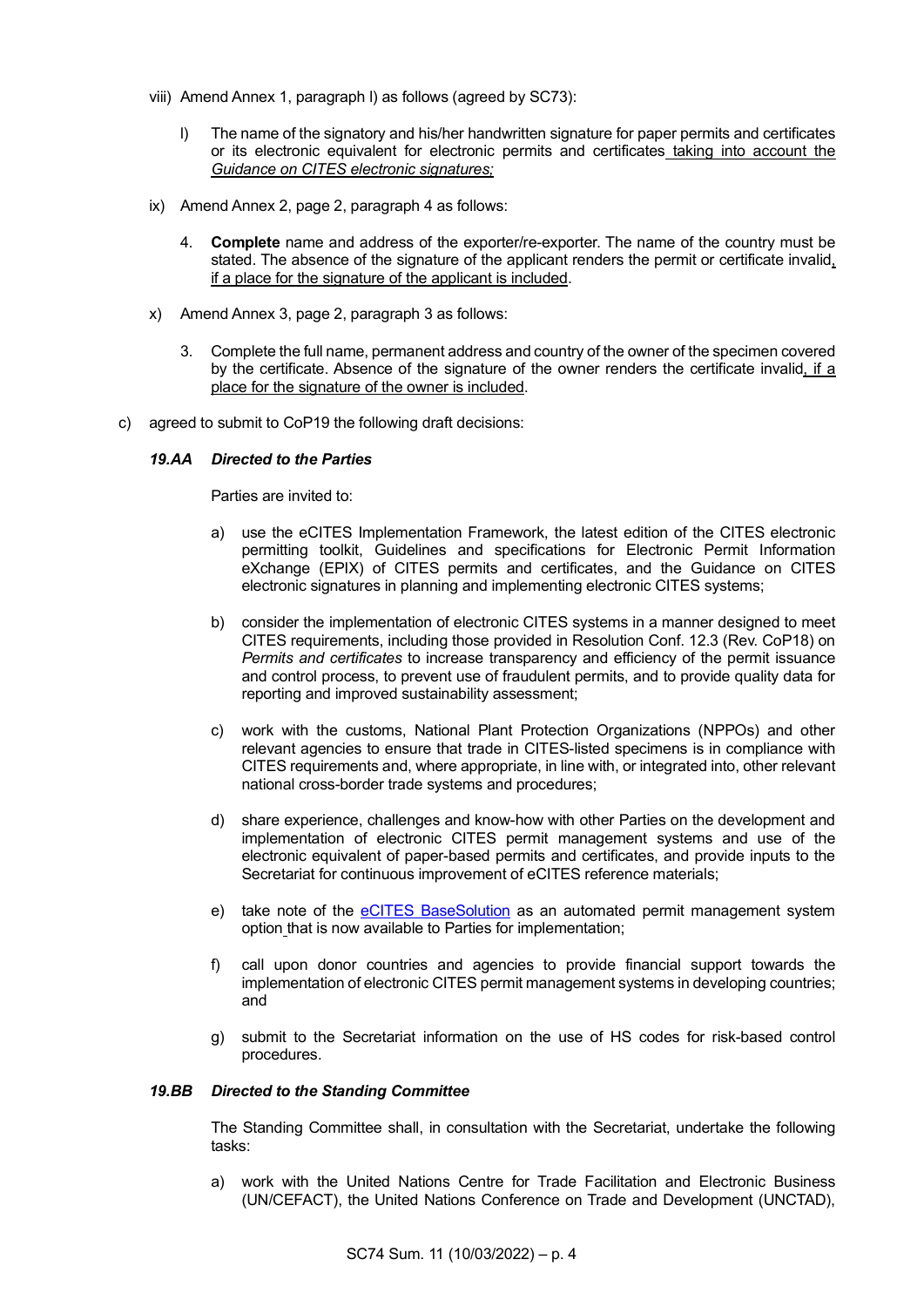viii) Amend Annex 1, paragraph l) as follows (agreed by SC73):

l) The name of the signatory and his/her handwritten signature for paper permits and certificates or its electronic equivalent for electronic permits and certificates taking into account the *Guidance on CITES electronic signatures;*

ix) Amend Annex 2, page 2, paragraph 4 as follows:

4. **Complete** name and address of the exporter/re-exporter. The name of the country must be stated. The absence of the signature of the applicant renders the permit or certificate invalid, if a place for the signature of the applicant is included.

x) Amend Annex 3, page 2, paragraph 3 as follows:

3. Complete the full name, permanent address and country of the owner of the specimen covered by the certificate. Absence of the signature of the owner renders the certificate invalid, if a place for the signature of the owner is included.

c) agreed to submit to CoP19 the following draft decisions:

***19.AA Directed to the Parties***

Parties are invited to:

a) use the eCITES Implementation Framework, the latest edition of the CITES electronic permitting toolkit, Guidelines and specifications for Electronic Permit Information eXchange (EPIX) of CITES permits and certificates, and the Guidance on CITES electronic signatures in planning and implementing electronic CITES systems;

b) consider the implementation of electronic CITES systems in a manner designed to meet CITES requirements, including those provided in Resolution Conf. 12.3 (Rev. CoP18) on *Permits and certificates* to increase transparency and efficiency of the permit issuance and control process, to prevent use of fraudulent permits, and to provide quality data for reporting and improved sustainability assessment;

c) work with the customs, National Plant Protection Organizations (NPPOs) and other relevant agencies to ensure that trade in CITES-listed specimens is in compliance with CITES requirements and, where appropriate, in line with, or integrated into, other relevant national cross-border trade systems and procedures;

d) share experience, challenges and know-how with other Parties on the development and implementation of electronic CITES permit management systems and use of the electronic equivalent of paper-based permits and certificates, and provide inputs to the Secretariat for continuous improvement of eCITES reference materials;

e) take note of the eCITES BaseSolution as an automated permit management system option that is now available to Parties for implementation;

f) call upon donor countries and agencies to provide financial support towards the implementation of electronic CITES permit management systems in developing countries; and

g) submit to the Secretariat information on the use of HS codes for risk-based control procedures.

***19.BB Directed to the Standing Committee***

The Standing Committee shall, in consultation with the Secretariat, undertake the following tasks:

a) work with the United Nations Centre for Trade Facilitation and Electronic Business (UN/CEFACT), the United Nations Conference on Trade and Development (UNCTAD),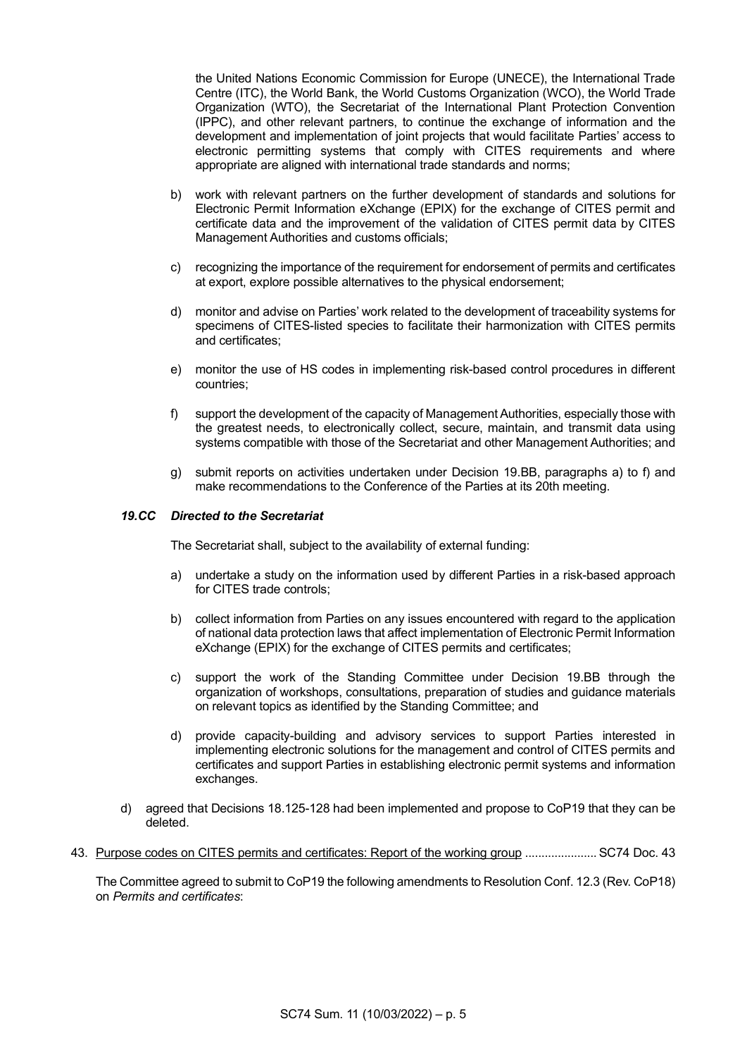the United Nations Economic Commission for Europe (UNECE), the International Trade Centre (ITC), the World Bank, the World Customs Organization (WCO), the World Trade Organization (WTO), the Secretariat of the International Plant Protection Convention (IPPC), and other relevant partners, to continue the exchange of information and the development and implementation of joint projects that would facilitate Parties' access to electronic permitting systems that comply with CITES requirements and where appropriate are aligned with international trade standards and norms;

b) work with relevant partners on the further development of standards and solutions for Electronic Permit Information eXchange (EPIX) for the exchange of CITES permit and certificate data and the improvement of the validation of CITES permit data by CITES Management Authorities and customs officials;

c) recognizing the importance of the requirement for endorsement of permits and certificates at export, explore possible alternatives to the physical endorsement;

d) monitor and advise on Parties' work related to the development of traceability systems for specimens of CITES-listed species to facilitate their harmonization with CITES permits and certificates;

e) monitor the use of HS codes in implementing risk-based control procedures in different countries;

f) support the development of the capacity of Management Authorities, especially those with the greatest needs, to electronically collect, secure, maintain, and transmit data using systems compatible with those of the Secretariat and other Management Authorities; and

g) submit reports on activities undertaken under Decision 19.BB, paragraphs a) to f) and make recommendations to the Conference of the Parties at its 20th meeting.

***19.CC Directed to the Secretariat***

The Secretariat shall, subject to the availability of external funding:

a) undertake a study on the information used by different Parties in a risk-based approach for CITES trade controls;

b) collect information from Parties on any issues encountered with regard to the application of national data protection laws that affect implementation of Electronic Permit Information eXchange (EPIX) for the exchange of CITES permits and certificates;

c) support the work of the Standing Committee under Decision 19.BB through the organization of workshops, consultations, preparation of studies and guidance materials on relevant topics as identified by the Standing Committee; and

d) provide capacity-building and advisory services to support Parties interested in implementing electronic solutions for the management and control of CITES permits and certificates and support Parties in establishing electronic permit systems and information exchanges.

d) agreed that Decisions 18.125-128 had been implemented and propose to CoP19 that they can be deleted.

43. Purpose codes on CITES permits and certificates: Report of the working group ...................... SC74 Doc. 43

The Committee agreed to submit to CoP19 the following amendments to Resolution Conf. 12.3 (Rev. CoP18) on *Permits and certificates*: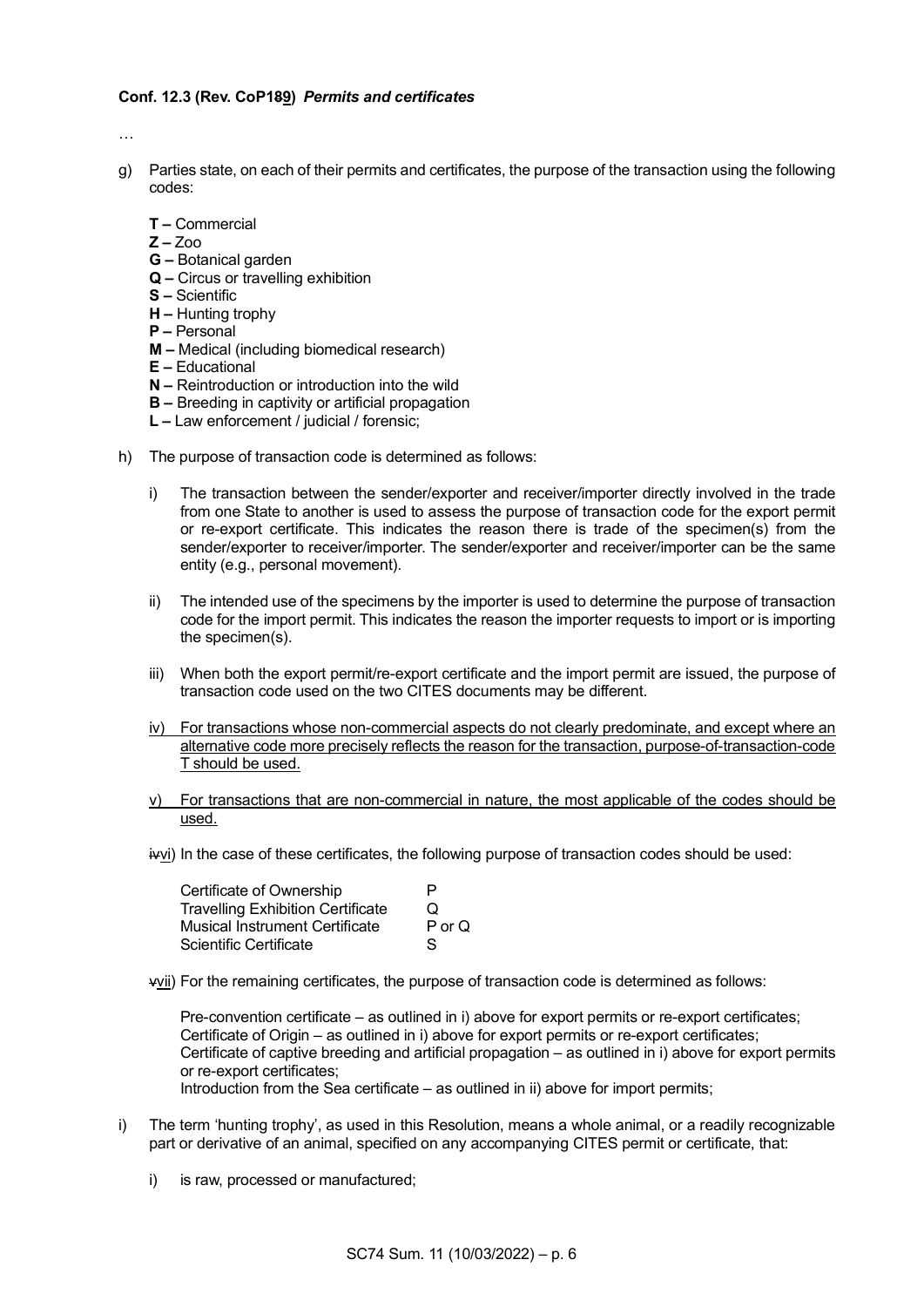**Conf. 12.3 (Rev. CoP189)** ***Permits and certificates***

…

g) Parties state, on each of their permits and certificates, the purpose of the transaction using the following codes:

   **T –** Commercial
   **Z –** Zoo
   **G –** Botanical garden
   **Q –** Circus or travelling exhibition
   **S –** Scientific
   **H –** Hunting trophy
   **P –** Personal
   **M –** Medical (including biomedical research)
   **E –** Educational
   **N –** Reintroduction or introduction into the wild
   **B –** Breeding in captivity or artificial propagation
   **L –** Law enforcement / judicial / forensic;

h) The purpose of transaction code is determined as follows:

   i) The transaction between the sender/exporter and receiver/importer directly involved in the trade from one State to another is used to assess the purpose of transaction code for the export permit or re-export certificate. This indicates the reason there is trade of the specimen(s) from the sender/exporter to receiver/importer. The sender/exporter and receiver/importer can be the same entity (e.g., personal movement).

   ii) The intended use of the specimens by the importer is used to determine the purpose of transaction code for the import permit. This indicates the reason the importer requests to import or is importing the specimen(s).

   iii) When both the export permit/re-export certificate and the import permit are issued, the purpose of transaction code used on the two CITES documents may be different.

   iv) For transactions whose non-commercial aspects do not clearly predominate, and except where an alternative code more precisely reflects the reason for the transaction, purpose-of-transaction-code T should be used.

   v) For transactions that are non-commercial in nature, the most applicable of the codes should be used.

   ivvi) In the case of these certificates, the following purpose of transaction codes should be used:

   | | |
   |---|---|
   | Certificate of Ownership | P |
   | Travelling Exhibition Certificate | Q |
   | Musical Instrument Certificate | P or Q |
   | Scientific Certificate | S |

   vvii) For the remaining certificates, the purpose of transaction code is determined as follows:

   Pre-convention certificate – as outlined in i) above for export permits or re-export certificates;
   Certificate of Origin – as outlined in i) above for export permits or re-export certificates;
   Certificate of captive breeding and artificial propagation – as outlined in i) above for export permits or re-export certificates;
   Introduction from the Sea certificate – as outlined in ii) above for import permits;

i) The term 'hunting trophy', as used in this Resolution, means a whole animal, or a readily recognizable part or derivative of an animal, specified on any accompanying CITES permit or certificate, that:

   i) is raw, processed or manufactured;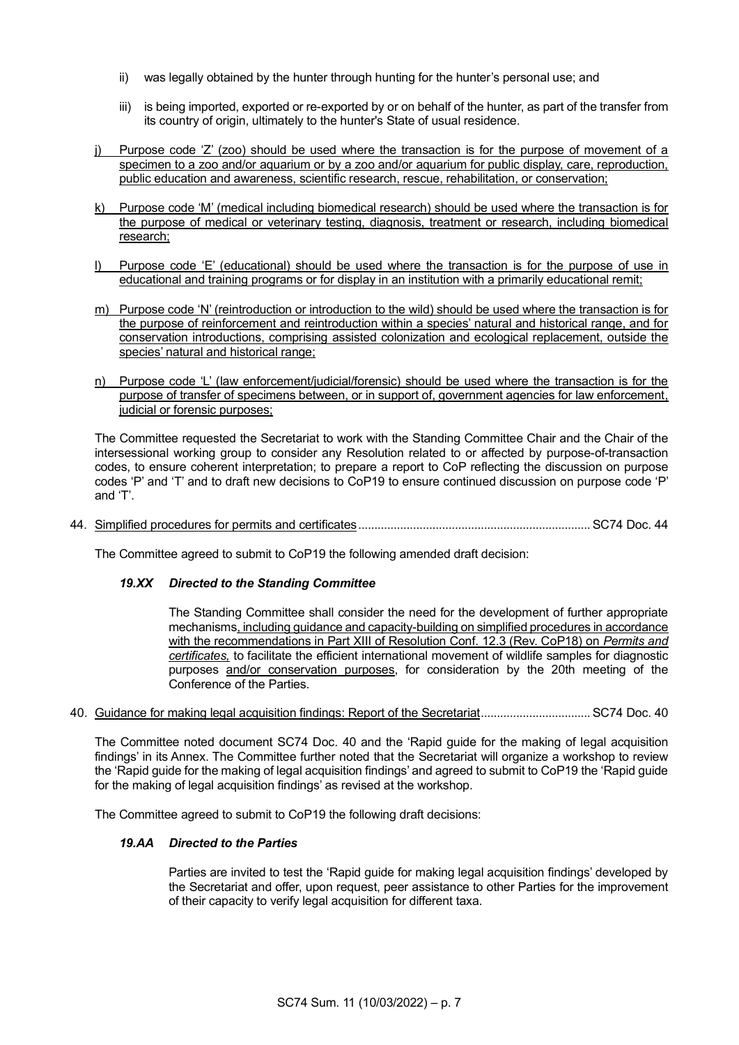ii) was legally obtained by the hunter through hunting for the hunter's personal use; and

iii) is being imported, exported or re-exported by or on behalf of the hunter, as part of the transfer from its country of origin, ultimately to the hunter's State of usual residence.

<u>j) Purpose code 'Z' (zoo) should be used where the transaction is for the purpose of movement of a specimen to a zoo and/or aquarium or by a zoo and/or aquarium for public display, care, reproduction, public education and awareness, scientific research, rescue, rehabilitation, or conservation;</u>

<u>k) Purpose code 'M' (medical including biomedical research) should be used where the transaction is for the purpose of medical or veterinary testing, diagnosis, treatment or research, including biomedical research;</u>

<u>l) Purpose code 'E' (educational) should be used where the transaction is for the purpose of use in educational and training programs or for display in an institution with a primarily educational remit;</u>

<u>m) Purpose code 'N' (reintroduction or introduction to the wild) should be used where the transaction is for the purpose of reinforcement and reintroduction within a species' natural and historical range, and for conservation introductions, comprising assisted colonization and ecological replacement, outside the species' natural and historical range;</u>

<u>n) Purpose code 'L' (law enforcement/judicial/forensic) should be used where the transaction is for the purpose of transfer of specimens between, or in support of, government agencies for law enforcement, judicial or forensic purposes;</u>

The Committee requested the Secretariat to work with the Standing Committee Chair and the Chair of the intersessional working group to consider any Resolution related to or affected by purpose-of-transaction codes, to ensure coherent interpretation; to prepare a report to CoP reflecting the discussion on purpose codes 'P' and 'T' and to draft new decisions to CoP19 to ensure continued discussion on purpose code 'P' and 'T'.

44. <u>Simplified procedures for permits and certificates</u> ....................................................................... SC74 Doc. 44

The Committee agreed to submit to CoP19 the following amended draft decision:

***19.XX Directed to the Standing Committee***

The Standing Committee shall consider the need for the development of further appropriate mechanisms<u>, including guidance and capacity-building on simplified procedures in accordance with the recommendations in Part XIII of Resolution Conf. 12.3 (Rev. CoP18) on *Permits and certificates*,</u> to facilitate the efficient international movement of wildlife samples for diagnostic purposes <u>and/or conservation purposes</u>, for consideration by the 20th meeting of the Conference of the Parties.

40. <u>Guidance for making legal acquisition findings: Report of the Secretariat</u> ................................. SC74 Doc. 40

The Committee noted document SC74 Doc. 40 and the 'Rapid guide for the making of legal acquisition findings' in its Annex. The Committee further noted that the Secretariat will organize a workshop to review the 'Rapid guide for the making of legal acquisition findings' and agreed to submit to CoP19 the 'Rapid guide for the making of legal acquisition findings' as revised at the workshop.

The Committee agreed to submit to CoP19 the following draft decisions:

***19.AA Directed to the Parties***

Parties are invited to test the 'Rapid guide for making legal acquisition findings' developed by the Secretariat and offer, upon request, peer assistance to other Parties for the improvement of their capacity to verify legal acquisition for different taxa.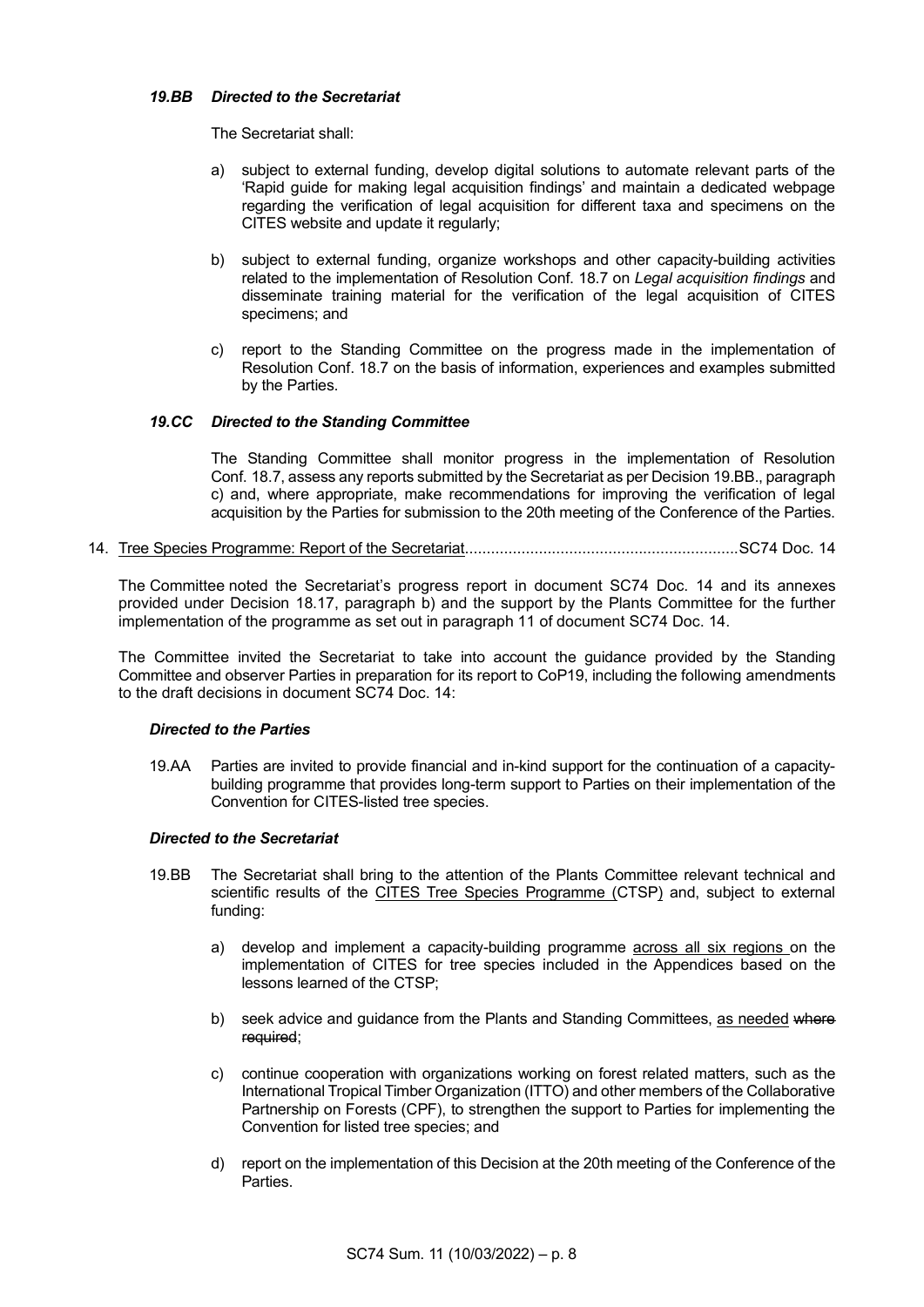*19.BB Directed to the Secretariat*

The Secretariat shall:

a) subject to external funding, develop digital solutions to automate relevant parts of the 'Rapid guide for making legal acquisition findings' and maintain a dedicated webpage regarding the verification of legal acquisition for different taxa and specimens on the CITES website and update it regularly;

b) subject to external funding, organize workshops and other capacity-building activities related to the implementation of Resolution Conf. 18.7 on *Legal acquisition findings* and disseminate training material for the verification of the legal acquisition of CITES specimens; and

c) report to the Standing Committee on the progress made in the implementation of Resolution Conf. 18.7 on the basis of information, experiences and examples submitted by the Parties.

*19.CC Directed to the Standing Committee*

The Standing Committee shall monitor progress in the implementation of Resolution Conf. 18.7, assess any reports submitted by the Secretariat as per Decision 19.BB., paragraph c) and, where appropriate, make recommendations for improving the verification of legal acquisition by the Parties for submission to the 20th meeting of the Conference of the Parties.

14. Tree Species Programme: Report of the Secretariat............................................................SC74 Doc. 14

The Committee noted the Secretariat's progress report in document SC74 Doc. 14 and its annexes provided under Decision 18.17, paragraph b) and the support by the Plants Committee for the further implementation of the programme as set out in paragraph 11 of document SC74 Doc. 14.

The Committee invited the Secretariat to take into account the guidance provided by the Standing Committee and observer Parties in preparation for its report to CoP19, including the following amendments to the draft decisions in document SC74 Doc. 14:

***Directed to the Parties***

19.AA Parties are invited to provide financial and in-kind support for the continuation of a capacity-building programme that provides long-term support to Parties on their implementation of the Convention for CITES-listed tree species.

***Directed to the Secretariat***

19.BB The Secretariat shall bring to the attention of the Plants Committee relevant technical and scientific results of the CITES Tree Species Programme (CTSP) and, subject to external funding:

a) develop and implement a capacity-building programme across all six regions on the implementation of CITES for tree species included in the Appendices based on the lessons learned of the CTSP;

b) seek advice and guidance from the Plants and Standing Committees, as needed ~~where required~~;

c) continue cooperation with organizations working on forest related matters, such as the International Tropical Timber Organization (ITTO) and other members of the Collaborative Partnership on Forests (CPF), to strengthen the support to Parties for implementing the Convention for listed tree species; and

d) report on the implementation of this Decision at the 20th meeting of the Conference of the Parties.